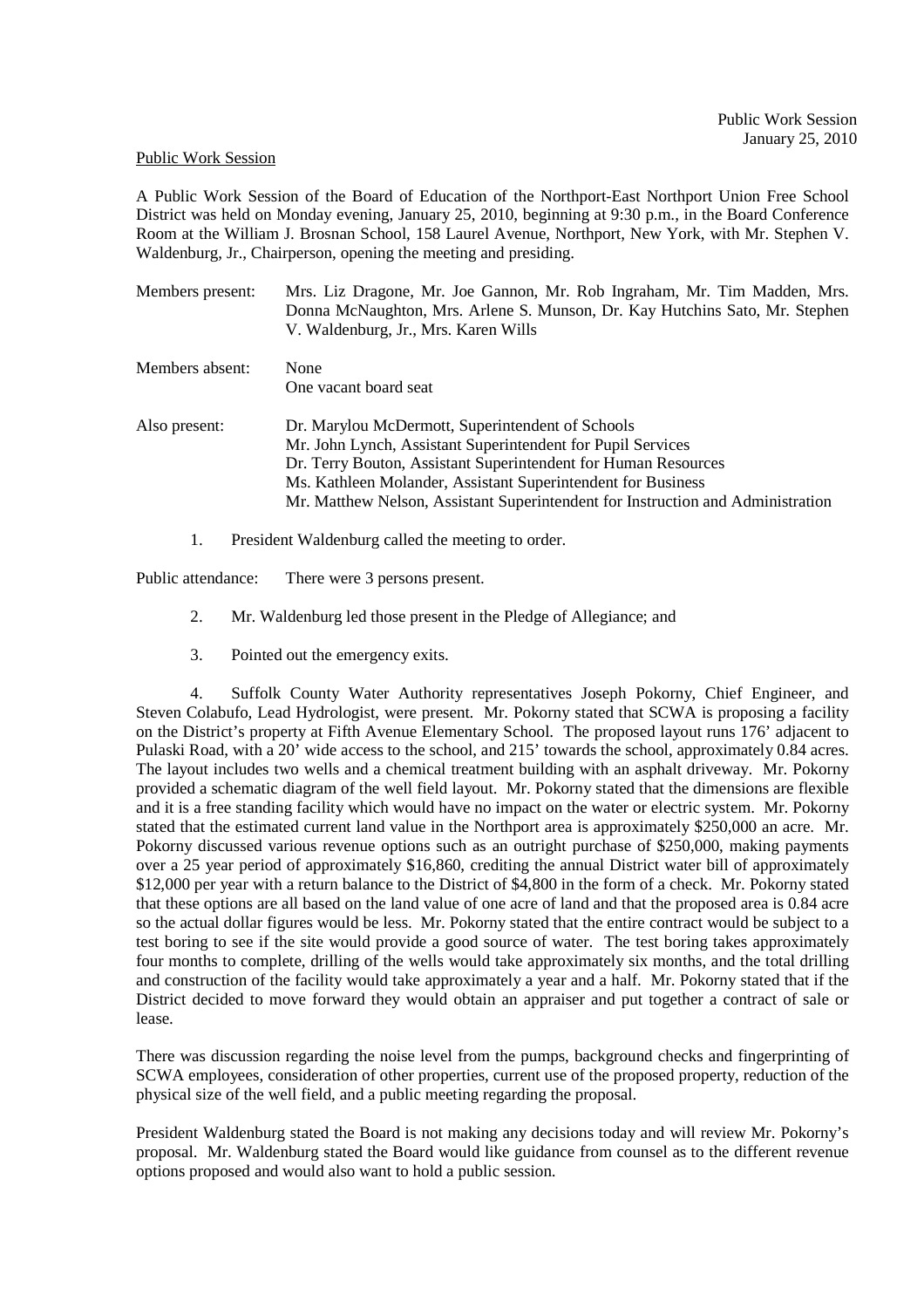Public Work Session
January 25, 2010

Public Work Session

A Public Work Session of the Board of Education of the Northport-East Northport Union Free School District was held on Monday evening, January 25, 2010, beginning at 9:30 p.m., in the Board Conference Room at the William J. Brosnan School, 158 Laurel Avenue, Northport, New York, with Mr. Stephen V. Waldenburg, Jr., Chairperson, opening the meeting and presiding.

Members present: Mrs. Liz Dragone, Mr. Joe Gannon, Mr. Rob Ingraham, Mr. Tim Madden, Mrs. Donna McNaughton, Mrs. Arlene S. Munson, Dr. Kay Hutchins Sato, Mr. Stephen V. Waldenburg, Jr., Mrs. Karen Wills

Members absent: None
One vacant board seat

Also present: Dr. Marylou McDermott, Superintendent of Schools
Mr. John Lynch, Assistant Superintendent for Pupil Services
Dr. Terry Bouton, Assistant Superintendent for Human Resources
Ms. Kathleen Molander, Assistant Superintendent for Business
Mr. Matthew Nelson, Assistant Superintendent for Instruction and Administration

1. President Waldenburg called the meeting to order.

Public attendance: There were 3 persons present.

2. Mr. Waldenburg led those present in the Pledge of Allegiance; and

3. Pointed out the emergency exits.

4. Suffolk County Water Authority representatives Joseph Pokorny, Chief Engineer, and Steven Colabufo, Lead Hydrologist, were present. Mr. Pokorny stated that SCWA is proposing a facility on the District's property at Fifth Avenue Elementary School. The proposed layout runs 176' adjacent to Pulaski Road, with a 20' wide access to the school, and 215' towards the school, approximately 0.84 acres. The layout includes two wells and a chemical treatment building with an asphalt driveway. Mr. Pokorny provided a schematic diagram of the well field layout. Mr. Pokorny stated that the dimensions are flexible and it is a free standing facility which would have no impact on the water or electric system. Mr. Pokorny stated that the estimated current land value in the Northport area is approximately $250,000 an acre. Mr. Pokorny discussed various revenue options such as an outright purchase of $250,000, making payments over a 25 year period of approximately $16,860, crediting the annual District water bill of approximately $12,000 per year with a return balance to the District of $4,800 in the form of a check. Mr. Pokorny stated that these options are all based on the land value of one acre of land and that the proposed area is 0.84 acre so the actual dollar figures would be less. Mr. Pokorny stated that the entire contract would be subject to a test boring to see if the site would provide a good source of water. The test boring takes approximately four months to complete, drilling of the wells would take approximately six months, and the total drilling and construction of the facility would take approximately a year and a half. Mr. Pokorny stated that if the District decided to move forward they would obtain an appraiser and put together a contract of sale or lease.

There was discussion regarding the noise level from the pumps, background checks and fingerprinting of SCWA employees, consideration of other properties, current use of the proposed property, reduction of the physical size of the well field, and a public meeting regarding the proposal.

President Waldenburg stated the Board is not making any decisions today and will review Mr. Pokorny's proposal. Mr. Waldenburg stated the Board would like guidance from counsel as to the different revenue options proposed and would also want to hold a public session.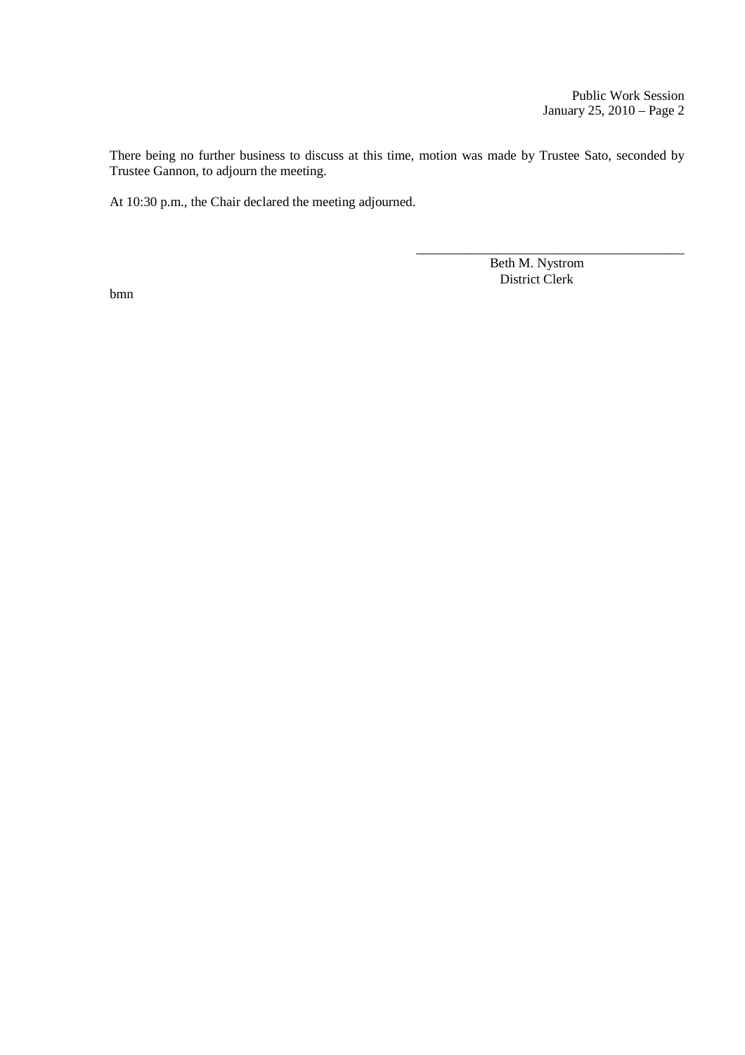There being no further business to discuss at this time, motion was made by Trustee Sato, seconded by Trustee Gannon, to adjourn the meeting.

At 10:30 p.m., the Chair declared the meeting adjourned.

\_\_\_\_\_\_\_\_\_\_\_\_\_\_\_\_\_\_\_\_\_\_\_\_\_\_\_\_\_\_\_\_\_\_\_\_\_\_\_\_

Beth M. Nystrom
District Clerk

bmn